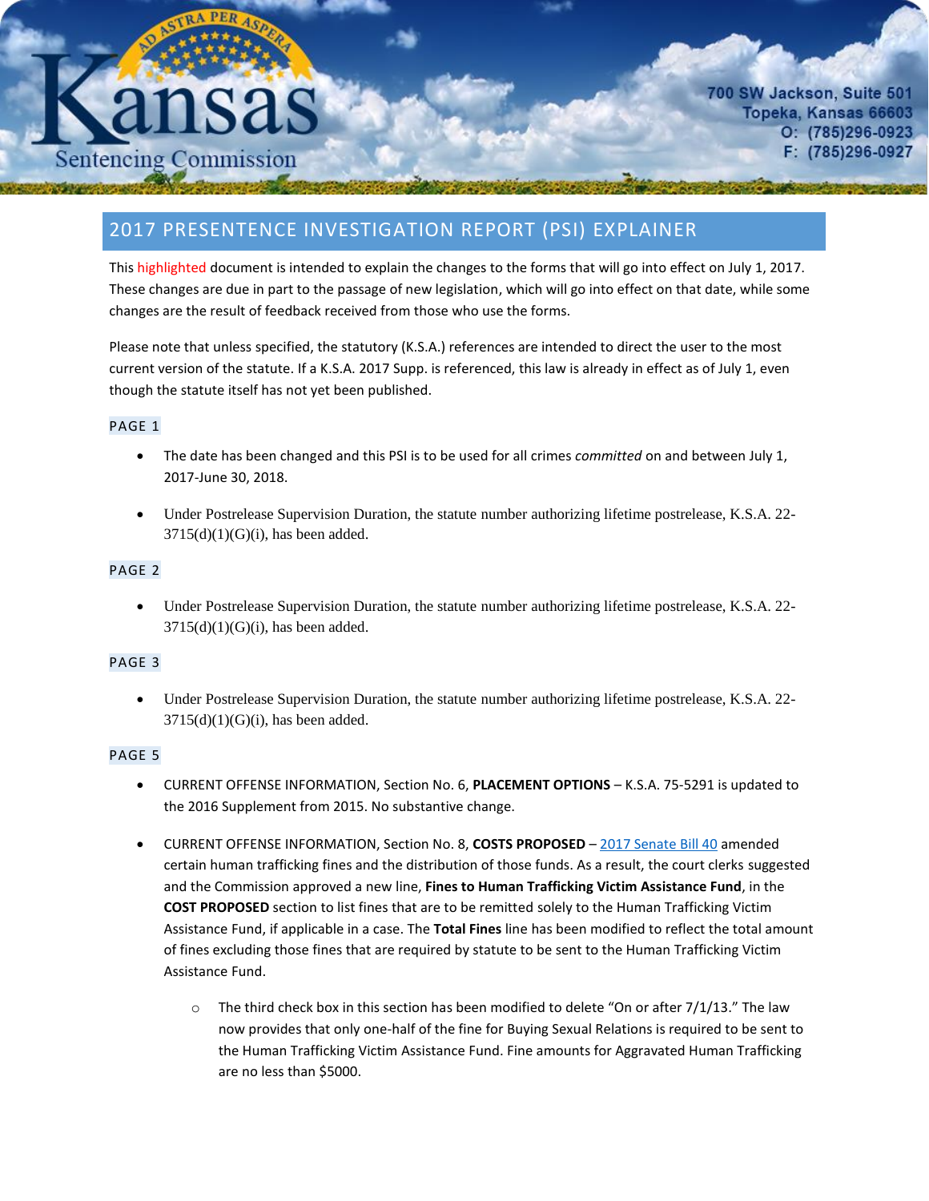Kansas Sentencing Commission

700 SW Jackson, Suite 501
Topeka, Kansas 66603
O: (785)296-0923
F: (785)296-0927

# 2017 PRESENTENCE INVESTIGATION REPORT (PSI) EXPLAINER

This highlighted document is intended to explain the changes to the forms that will go into effect on July 1, 2017. These changes are due in part to the passage of new legislation, which will go into effect on that date, while some changes are the result of feedback received from those who use the forms.

Please note that unless specified, the statutory (K.S.A.) references are intended to direct the user to the most current version of the statute. If a K.S.A. 2017 Supp. is referenced, this law is already in effect as of July 1, even though the statute itself has not yet been published.

## PAGE 1

- The date has been changed and this PSI is to be used for all crimes *committed* on and between July 1, 2017-June 30, 2018.
- Under Postrelease Supervision Duration, the statute number authorizing lifetime postrelease, K.S.A. 22-3715(d)(1)(G)(i), has been added.

## PAGE 2

- Under Postrelease Supervision Duration, the statute number authorizing lifetime postrelease, K.S.A. 22-3715(d)(1)(G)(i), has been added.

## PAGE 3

- Under Postrelease Supervision Duration, the statute number authorizing lifetime postrelease, K.S.A. 22-3715(d)(1)(G)(i), has been added.

## PAGE 5

- CURRENT OFFENSE INFORMATION, Section No. 6, **PLACEMENT OPTIONS** – K.S.A. 75-5291 is updated to the 2016 Supplement from 2015. No substantive change.
- CURRENT OFFENSE INFORMATION, Section No. 8, **COSTS PROPOSED** – 2017 Senate Bill 40 amended certain human trafficking fines and the distribution of those funds. As a result, the court clerks suggested and the Commission approved a new line, **Fines to Human Trafficking Victim Assistance Fund**, in the **COST PROPOSED** section to list fines that are to be remitted solely to the Human Trafficking Victim Assistance Fund, if applicable in a case. The **Total Fines** line has been modified to reflect the total amount of fines excluding those fines that are required by statute to be sent to the Human Trafficking Victim Assistance Fund.
  - The third check box in this section has been modified to delete "On or after 7/1/13." The law now provides that only one-half of the fine for Buying Sexual Relations is required to be sent to the Human Trafficking Victim Assistance Fund. Fine amounts for Aggravated Human Trafficking are no less than $5000.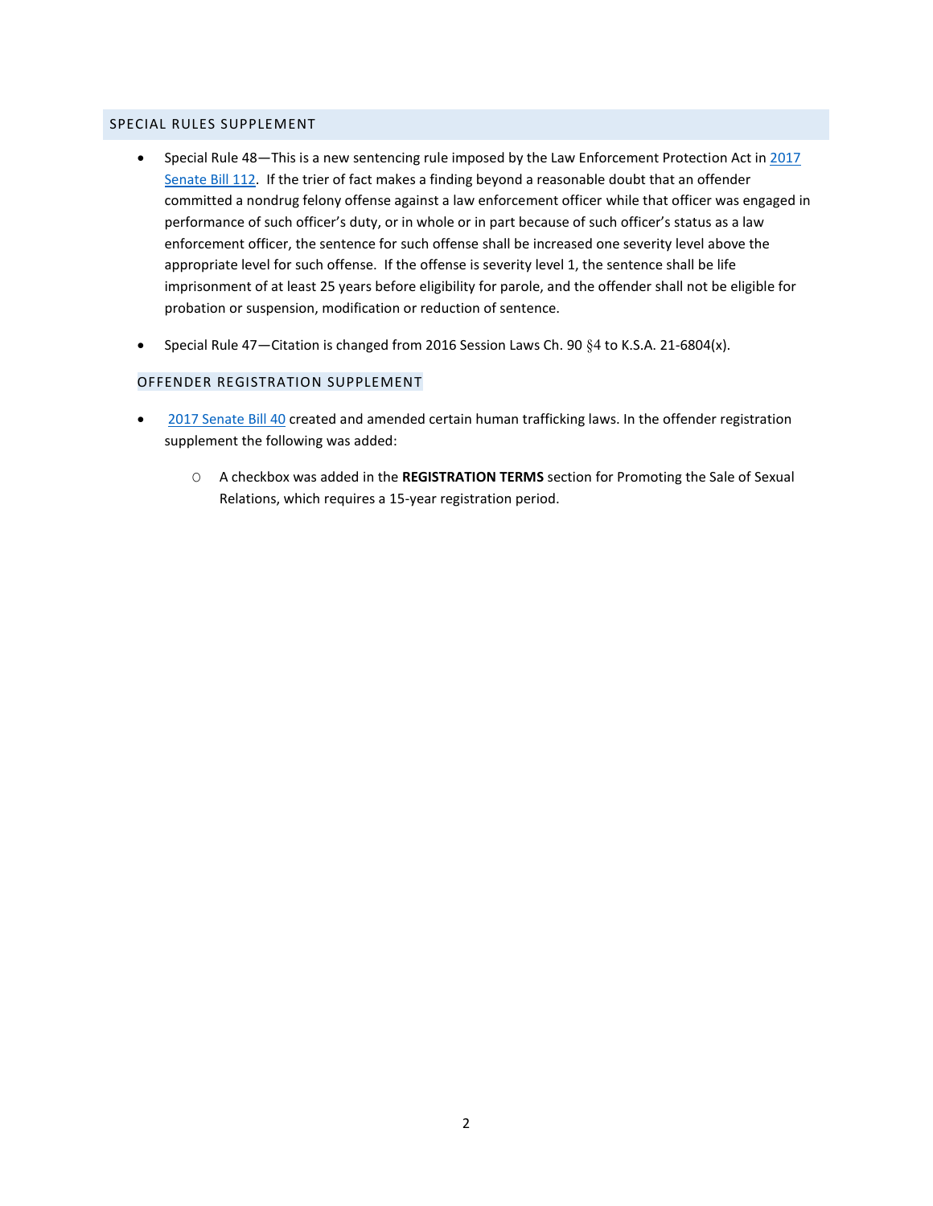## SPECIAL RULES SUPPLEMENT

- Special Rule 48—This is a new sentencing rule imposed by the Law Enforcement Protection Act in 2017 Senate Bill 112. If the trier of fact makes a finding beyond a reasonable doubt that an offender committed a nondrug felony offense against a law enforcement officer while that officer was engaged in performance of such officer's duty, or in whole or in part because of such officer's status as a law enforcement officer, the sentence for such offense shall be increased one severity level above the appropriate level for such offense. If the offense is severity level 1, the sentence shall be life imprisonment of at least 25 years before eligibility for parole, and the offender shall not be eligible for probation or suspension, modification or reduction of sentence.

- Special Rule 47—Citation is changed from 2016 Session Laws Ch. 90 §4 to K.S.A. 21-6804(x).

## OFFENDER REGISTRATION SUPPLEMENT

- 2017 Senate Bill 40 created and amended certain human trafficking laws. In the offender registration supplement the following was added:
  - A checkbox was added in the **REGISTRATION TERMS** section for Promoting the Sale of Sexual Relations, which requires a 15-year registration period.